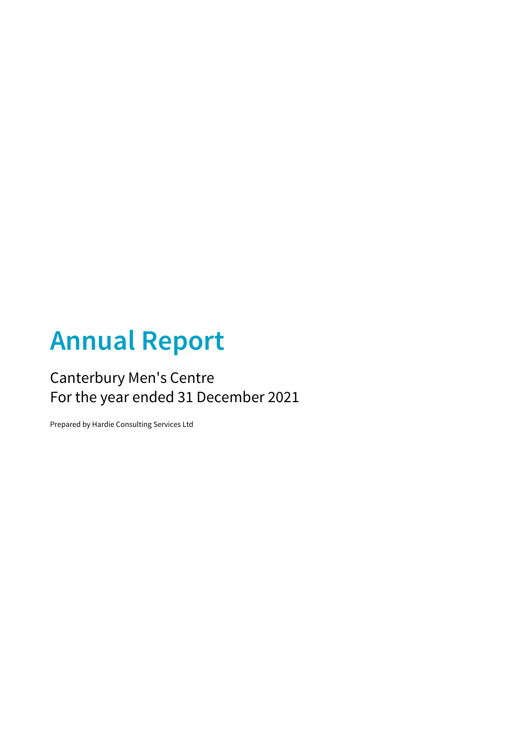# Annual Report

Canterbury Men's Centre
For the year ended 31 December 2021

Prepared by Hardie Consulting Services Ltd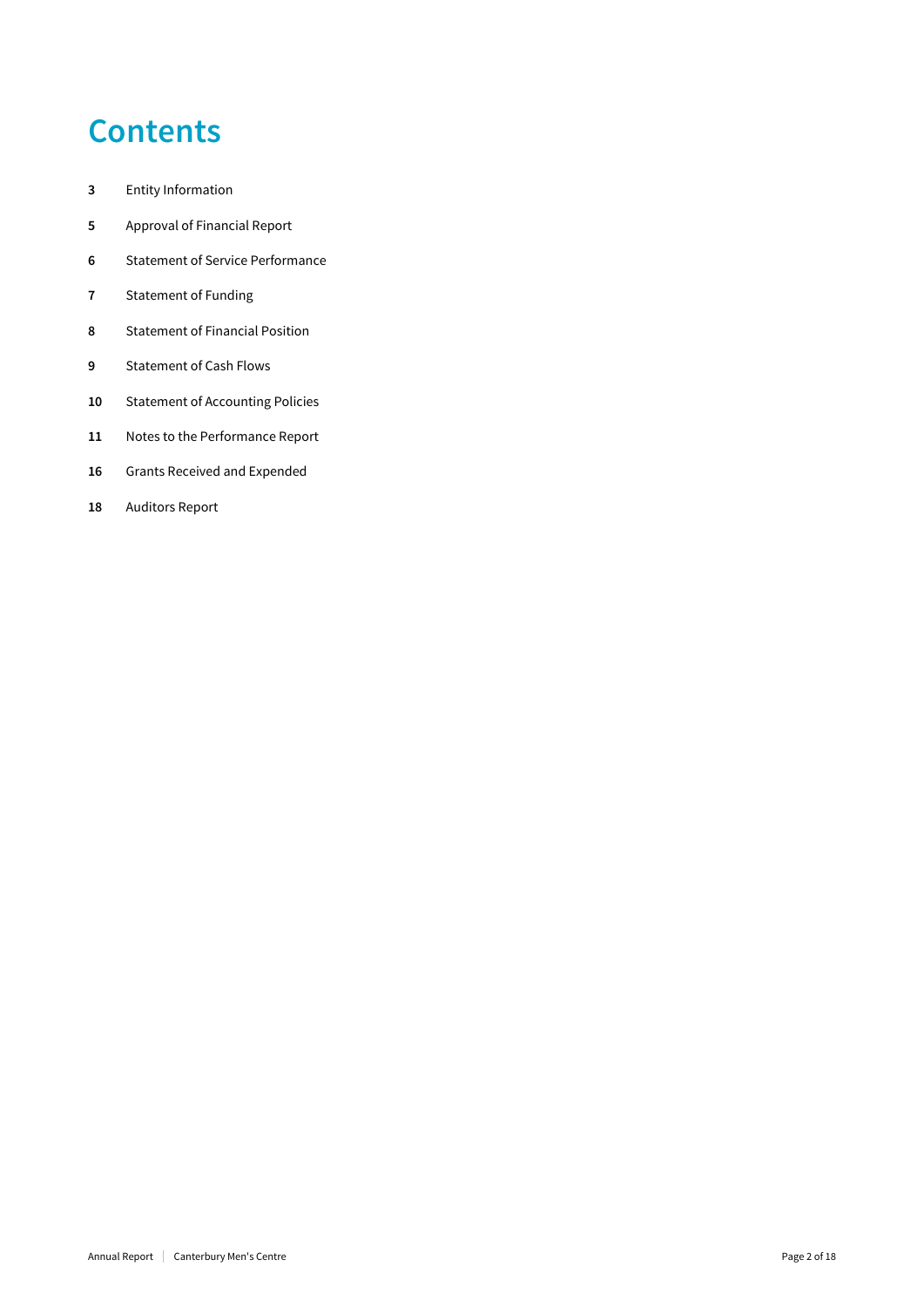# Contents

| | |
|---|---|
| **3** | Entity Information |
| **5** | Approval of Financial Report |
| **6** | Statement of Service Performance |
| **7** | Statement of Funding |
| **8** | Statement of Financial Position |
| **9** | Statement of Cash Flows |
| **10** | Statement of Accounting Policies |
| **11** | Notes to the Performance Report |
| **16** | Grants Received and Expended |
| **18** | Auditors Report |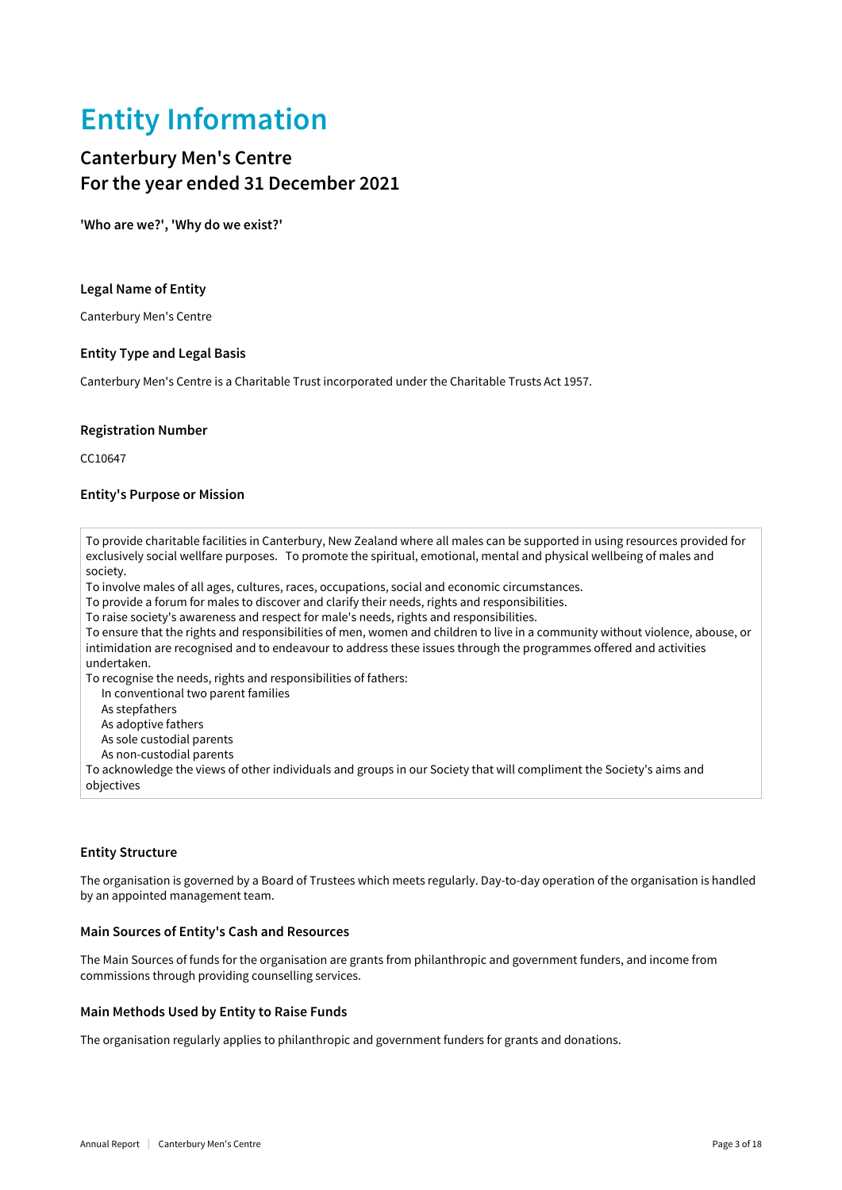# Entity Information

## Canterbury Men's Centre
## For the year ended 31 December 2021

**'Who are we?', 'Why do we exist?'**

### Legal Name of Entity

Canterbury Men's Centre

### Entity Type and Legal Basis

Canterbury Men's Centre is a Charitable Trust incorporated under the Charitable Trusts Act 1957.

### Registration Number

CC10647

### Entity's Purpose or Mission

To provide charitable facilities in Canterbury, New Zealand where all males can be supported in using resources provided for exclusively social wellfare purposes. To promote the spiritual, emotional, mental and physical wellbeing of males and society.
To involve males of all ages, cultures, races, occupations, social and economic circumstances.
To provide a forum for males to discover and clarify their needs, rights and responsibilities.
To raise society's awareness and respect for male's needs, rights and responsibilities.
To ensure that the rights and responsibilities of men, women and children to live in a community without violence, abouse, or intimidation are recognised and to endeavour to address these issues through the programmes offered and activities undertaken.
To recognise the needs, rights and responsibilities of fathers:
- In conventional two parent families
- As stepfathers
- As adoptive fathers
- As sole custodial parents
- As non-custodial parents

To acknowledge the views of other individuals and groups in our Society that will compliment the Society's aims and objectives

### Entity Structure

The organisation is governed by a Board of Trustees which meets regularly. Day-to-day operation of the organisation is handled by an appointed management team.

### Main Sources of Entity's Cash and Resources

The Main Sources of funds for the organisation are grants from philanthropic and government funders, and income from commissions through providing counselling services.

### Main Methods Used by Entity to Raise Funds

The organisation regularly applies to philanthropic and government funders for grants and donations.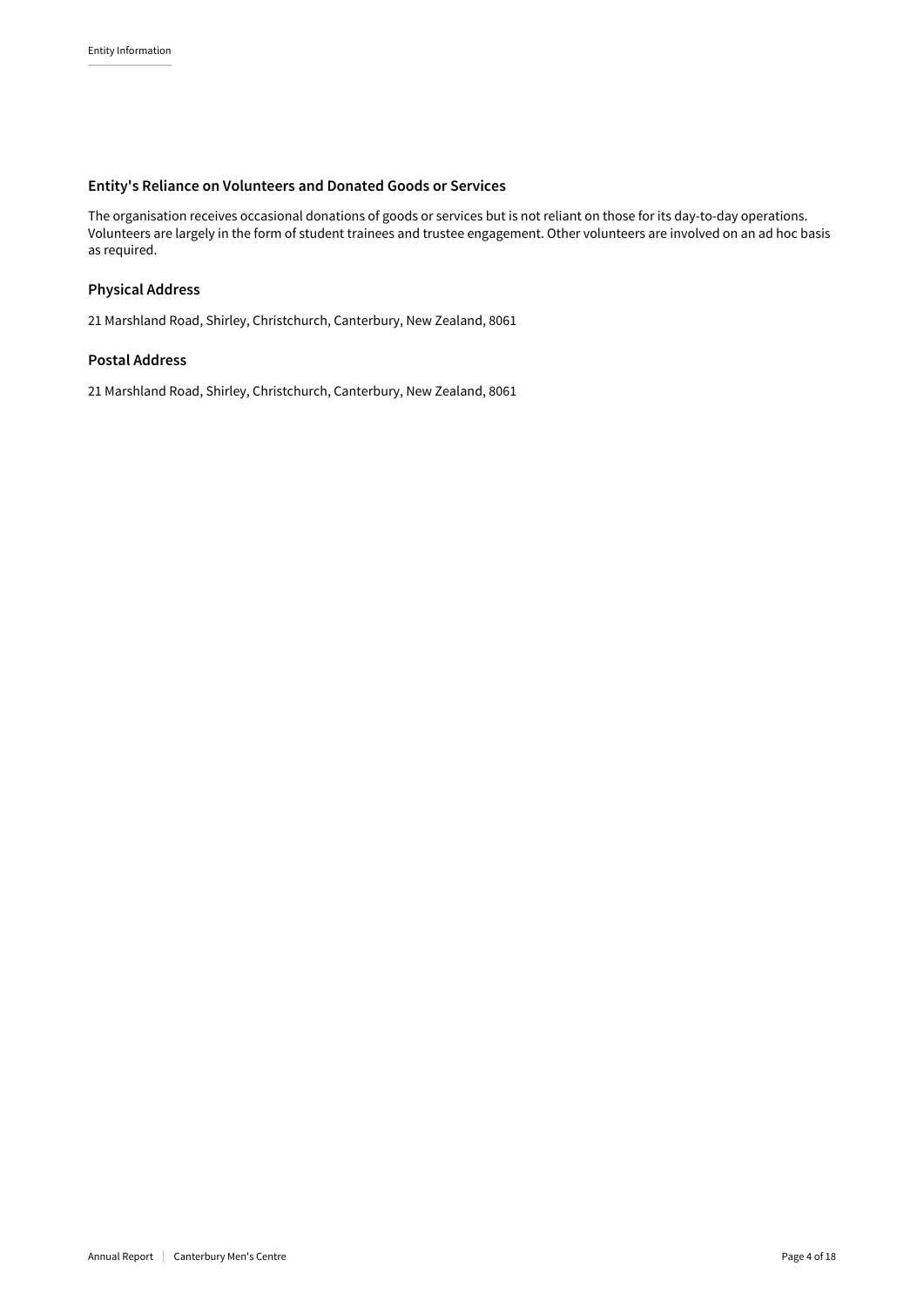## Entity's Reliance on Volunteers and Donated Goods or Services

The organisation receives occasional donations of goods or services but is not reliant on those for its day-to-day operations. Volunteers are largely in the form of student trainees and trustee engagement. Other volunteers are involved on an ad hoc basis as required.

## Physical Address

21 Marshland Road, Shirley, Christchurch, Canterbury, New Zealand, 8061

## Postal Address

21 Marshland Road, Shirley, Christchurch, Canterbury, New Zealand, 8061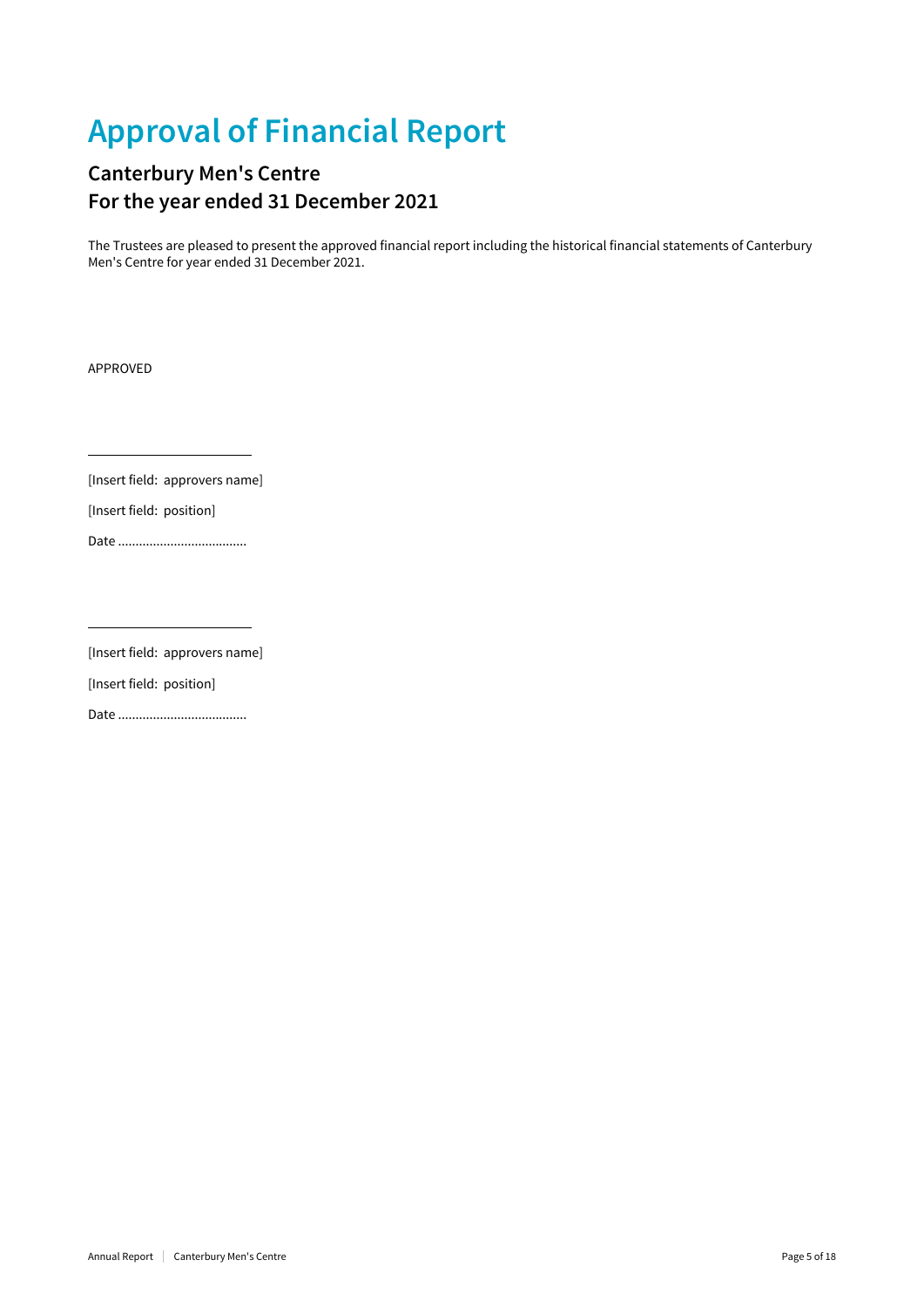# Approval of Financial Report

## Canterbury Men's Centre
## For the year ended 31 December 2021

The Trustees are pleased to present the approved financial report including the historical financial statements of Canterbury Men's Centre for year ended 31 December 2021.

APPROVED

______________________

[Insert field: approvers name]

[Insert field: position]

Date .....................................

______________________

[Insert field: approvers name]

[Insert field: position]

Date .....................................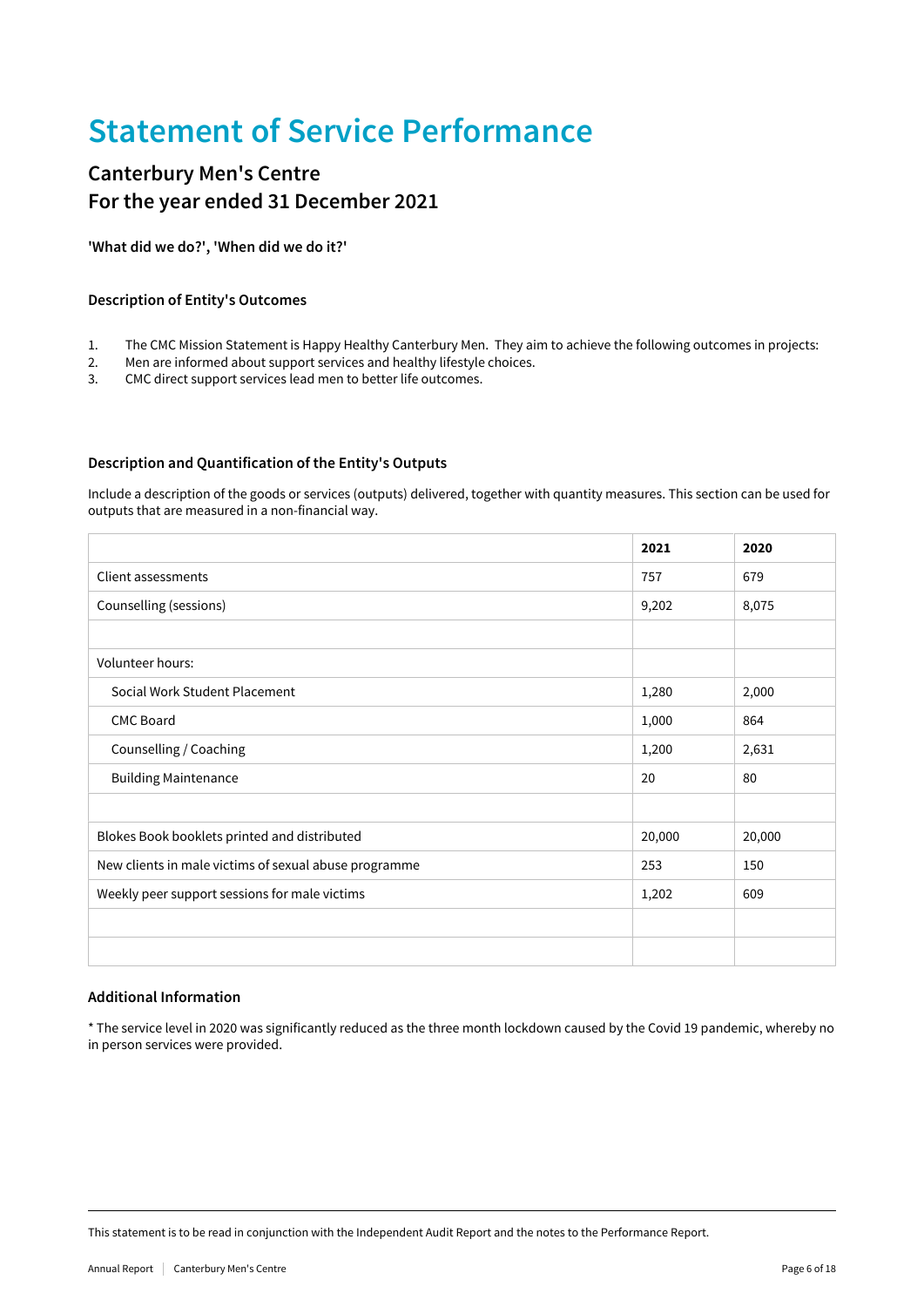# Statement of Service Performance

## Canterbury Men's Centre
## For the year ended 31 December 2021

**'What did we do?', 'When did we do it?'**

### Description of Entity's Outcomes

1. The CMC Mission Statement is Happy Healthy Canterbury Men. They aim to achieve the following outcomes in projects:
2. Men are informed about support services and healthy lifestyle choices.
3. CMC direct support services lead men to better life outcomes.

### Description and Quantification of the Entity's Outputs

Include a description of the goods or services (outputs) delivered, together with quantity measures. This section can be used for outputs that are measured in a non-financial way.

| | 2021 | 2020 |
|---|---|---|
| Client assessments | 757 | 679 |
| Counselling (sessions) | 9,202 | 8,075 |
| | | |
| Volunteer hours: | | |
| Social Work Student Placement | 1,280 | 2,000 |
| CMC Board | 1,000 | 864 |
| Counselling / Coaching | 1,200 | 2,631 |
| Building Maintenance | 20 | 80 |
| | | |
| Blokes Book booklets printed and distributed | 20,000 | 20,000 |
| New clients in male victims of sexual abuse programme | 253 | 150 |
| Weekly peer support sessions for male victims | 1,202 | 609 |
| | | |
| | | |

### Additional Information

* The service level in 2020 was significantly reduced as the three month lockdown caused by the Covid 19 pandemic, whereby no in person services were provided.

---

This statement is to be read in conjunction with the Independent Audit Report and the notes to the Performance Report.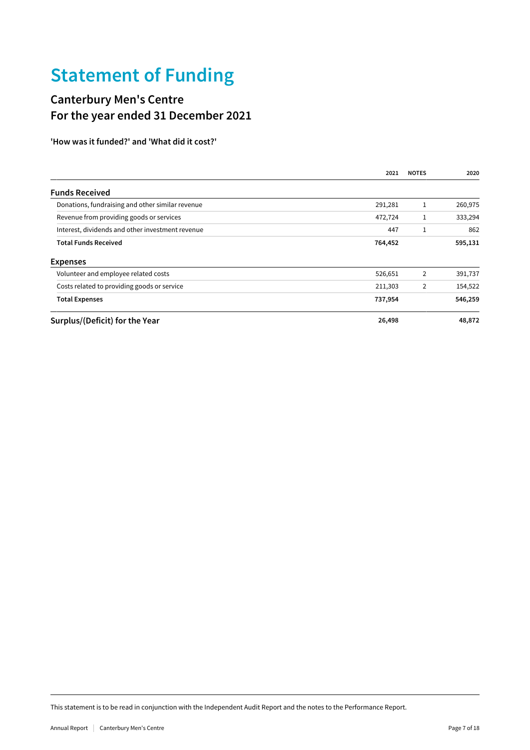# Statement of Funding

## Canterbury Men's Centre
## For the year ended 31 December 2021

**'How was it funded?' and 'What did it cost?'**

| | 2021 | NOTES | 2020 |
|---|---|---|---|
| **Funds Received** | | | |
| Donations, fundraising and other similar revenue | 291,281 | 1 | 260,975 |
| Revenue from providing goods or services | 472,724 | 1 | 333,294 |
| Interest, dividends and other investment revenue | 447 | 1 | 862 |
| **Total Funds Received** | **764,452** | | **595,131** |
| **Expenses** | | | |
| Volunteer and employee related costs | 526,651 | 2 | 391,737 |
| Costs related to providing goods or service | 211,303 | 2 | 154,522 |
| **Total Expenses** | **737,954** | | **546,259** |
| **Surplus/(Deficit) for the Year** | **26,498** | | **48,872** |

This statement is to be read in conjunction with the Independent Audit Report and the notes to the Performance Report.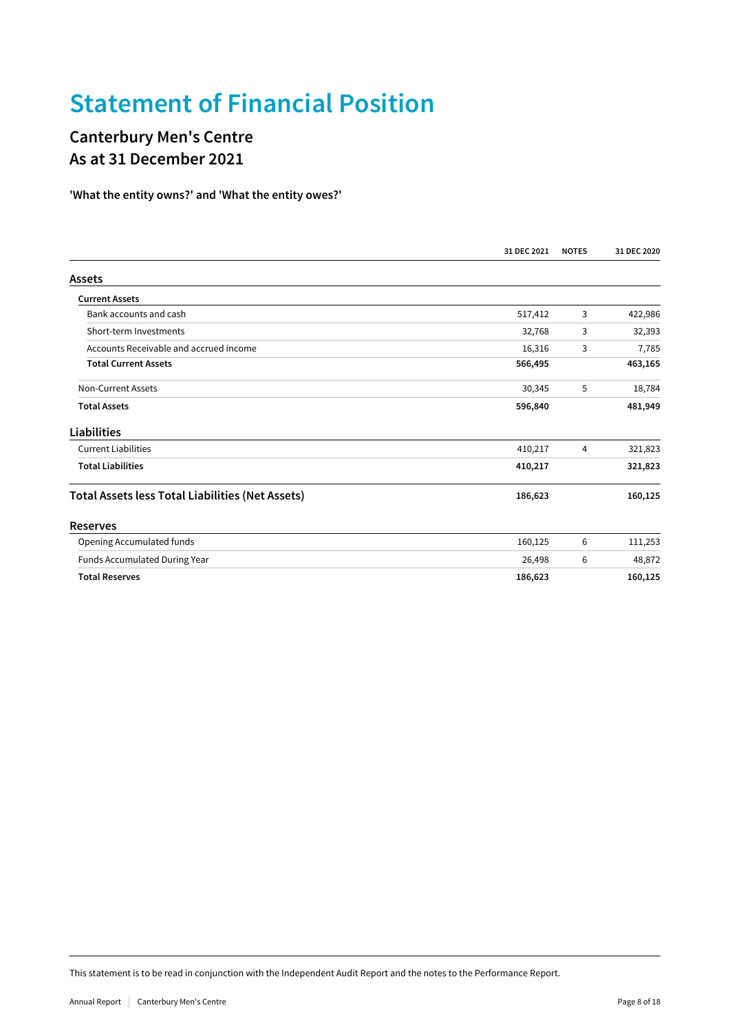# Statement of Financial Position

## Canterbury Men's Centre
## As at 31 December 2021

**'What the entity owns?' and 'What the entity owes?'**

| | 31 DEC 2021 | NOTES | 31 DEC 2020 |
|---|---|---|---|
| **Assets** | | | |
| **Current Assets** | | | |
| Bank accounts and cash | 517,412 | 3 | 422,986 |
| Short-term Investments | 32,768 | 3 | 32,393 |
| Accounts Receivable and accrued income | 16,316 | 3 | 7,785 |
| **Total Current Assets** | **566,495** | | **463,165** |
| Non-Current Assets | 30,345 | 5 | 18,784 |
| **Total Assets** | **596,840** | | **481,949** |
| **Liabilities** | | | |
| Current Liabilities | 410,217 | 4 | 321,823 |
| **Total Liabilities** | **410,217** | | **321,823** |
| **Total Assets less Total Liabilities (Net Assets)** | **186,623** | | **160,125** |
| **Reserves** | | | |
| Opening Accumulated funds | 160,125 | 6 | 111,253 |
| Funds Accumulated During Year | 26,498 | 6 | 48,872 |
| **Total Reserves** | **186,623** | | **160,125** |

This statement is to be read in conjunction with the Independent Audit Report and the notes to the Performance Report.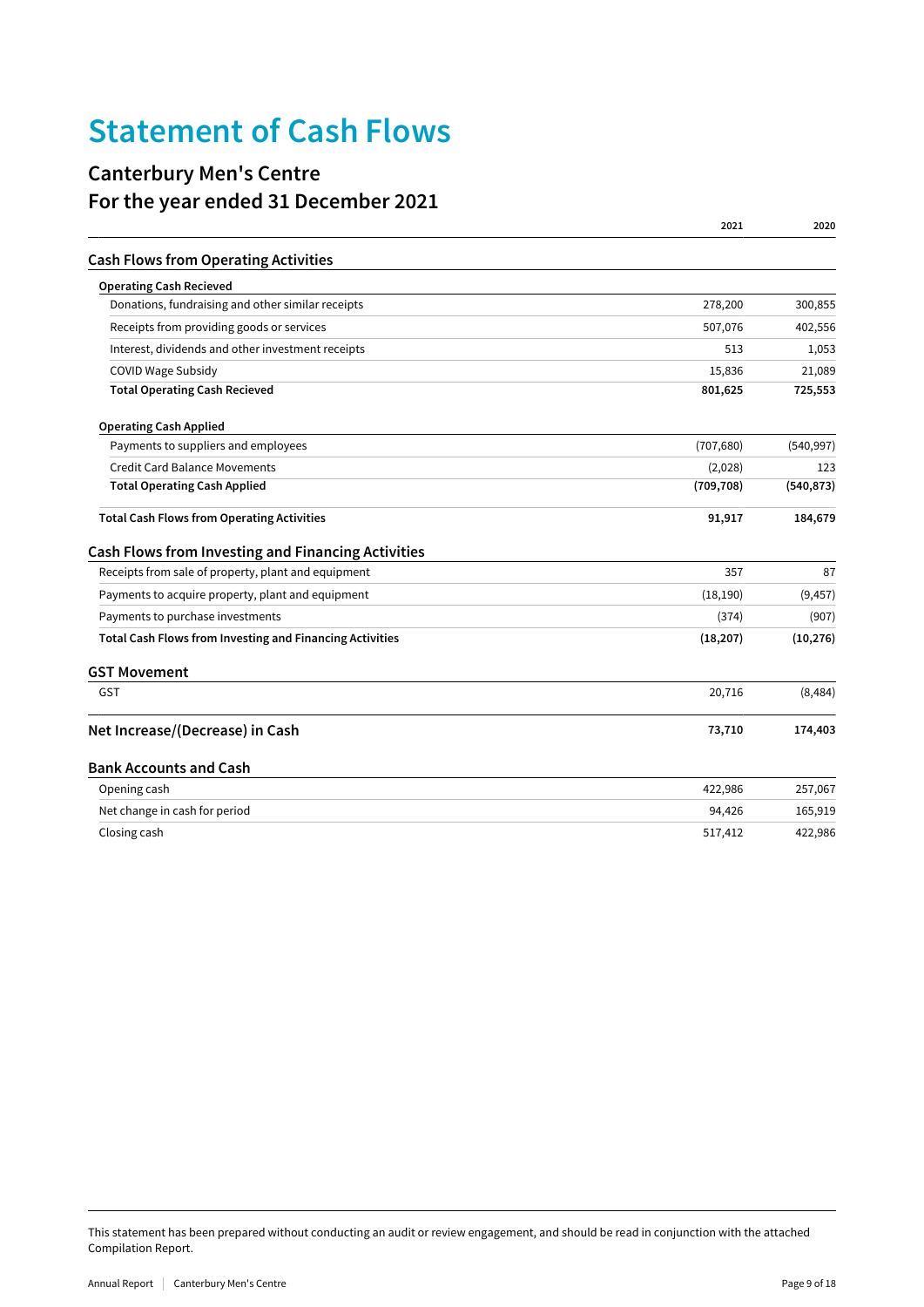# Statement of Cash Flows

## Canterbury Men's Centre
## For the year ended 31 December 2021

| | 2021 | 2020 |
|---|---|---|
| **Cash Flows from Operating Activities** | | |
| **Operating Cash Recieved** | | |
| Donations, fundraising and other similar receipts | 278,200 | 300,855 |
| Receipts from providing goods or services | 507,076 | 402,556 |
| Interest, dividends and other investment receipts | 513 | 1,053 |
| COVID Wage Subsidy | 15,836 | 21,089 |
| **Total Operating Cash Recieved** | **801,625** | **725,553** |
| **Operating Cash Applied** | | |
| Payments to suppliers and employees | (707,680) | (540,997) |
| Credit Card Balance Movements | (2,028) | 123 |
| **Total Operating Cash Applied** | **(709,708)** | **(540,873)** |
| **Total Cash Flows from Operating Activities** | **91,917** | **184,679** |
| **Cash Flows from Investing and Financing Activities** | | |
| Receipts from sale of property, plant and equipment | 357 | 87 |
| Payments to acquire property, plant and equipment | (18,190) | (9,457) |
| Payments to purchase investments | (374) | (907) |
| **Total Cash Flows from Investing and Financing Activities** | **(18,207)** | **(10,276)** |
| **GST Movement** | | |
| GST | 20,716 | (8,484) |
| **Net Increase/(Decrease) in Cash** | **73,710** | **174,403** |
| **Bank Accounts and Cash** | | |
| Opening cash | 422,986 | 257,067 |
| Net change in cash for period | 94,426 | 165,919 |
| Closing cash | 517,412 | 422,986 |

This statement has been prepared without conducting an audit or review engagement, and should be read in conjunction with the attached Compilation Report.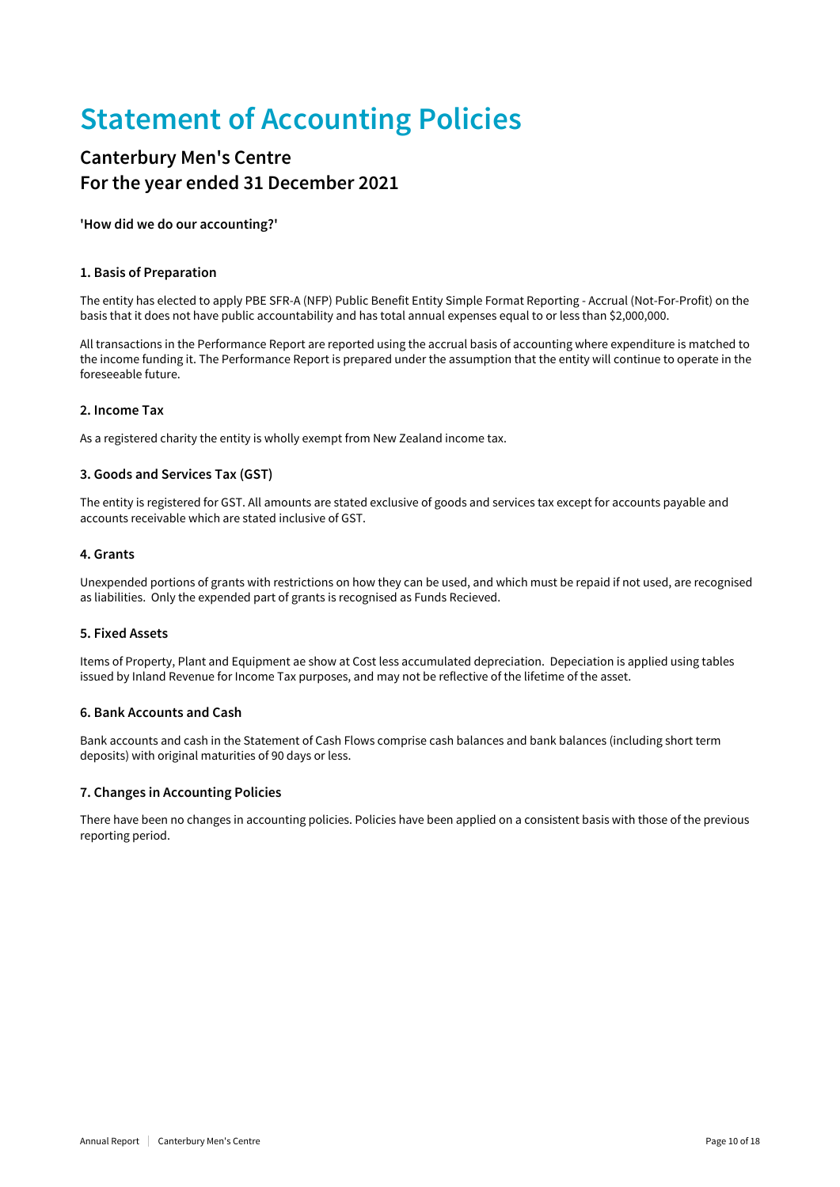# Statement of Accounting Policies

## Canterbury Men's Centre
## For the year ended 31 December 2021

**'How did we do our accounting?'**

### 1. Basis of Preparation

The entity has elected to apply PBE SFR-A (NFP) Public Benefit Entity Simple Format Reporting - Accrual (Not-For-Profit) on the basis that it does not have public accountability and has total annual expenses equal to or less than $2,000,000.

All transactions in the Performance Report are reported using the accrual basis of accounting where expenditure is matched to the income funding it. The Performance Report is prepared under the assumption that the entity will continue to operate in the foreseeable future.

### 2. Income Tax

As a registered charity the entity is wholly exempt from New Zealand income tax.

### 3. Goods and Services Tax (GST)

The entity is registered for GST. All amounts are stated exclusive of goods and services tax except for accounts payable and accounts receivable which are stated inclusive of GST.

### 4. Grants

Unexpended portions of grants with restrictions on how they can be used, and which must be repaid if not used, are recognised as liabilities. Only the expended part of grants is recognised as Funds Recieved.

### 5. Fixed Assets

Items of Property, Plant and Equipment ae show at Cost less accumulated depreciation. Depeciation is applied using tables issued by Inland Revenue for Income Tax purposes, and may not be reflective of the lifetime of the asset.

### 6. Bank Accounts and Cash

Bank accounts and cash in the Statement of Cash Flows comprise cash balances and bank balances (including short term deposits) with original maturities of 90 days or less.

### 7. Changes in Accounting Policies

There have been no changes in accounting policies. Policies have been applied on a consistent basis with those of the previous reporting period.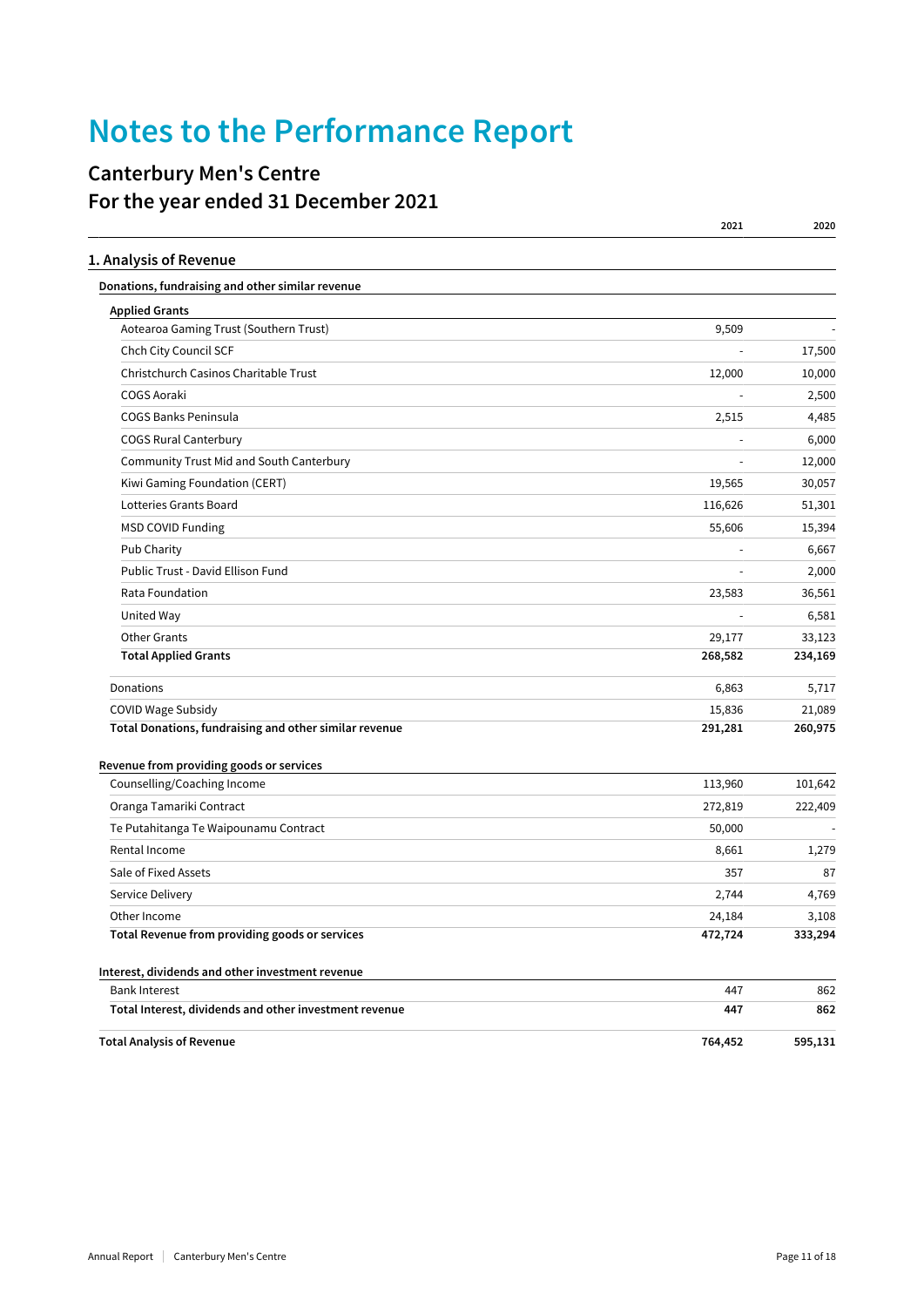# Notes to the Performance Report

## Canterbury Men's Centre
## For the year ended 31 December 2021

| | 2021 | 2020 |
|---|---|---|
| **1. Analysis of Revenue** | | |
| **Donations, fundraising and other similar revenue** | | |
| **Applied Grants** | | |
| Aotearoa Gaming Trust (Southern Trust) | 9,509 | - |
| Chch City Council SCF | - | 17,500 |
| Christchurch Casinos Charitable Trust | 12,000 | 10,000 |
| COGS Aoraki | - | 2,500 |
| COGS Banks Peninsula | 2,515 | 4,485 |
| COGS Rural Canterbury | - | 6,000 |
| Community Trust Mid and South Canterbury | - | 12,000 |
| Kiwi Gaming Foundation (CERT) | 19,565 | 30,057 |
| Lotteries Grants Board | 116,626 | 51,301 |
| MSD COVID Funding | 55,606 | 15,394 |
| Pub Charity | - | 6,667 |
| Public Trust - David Ellison Fund | - | 2,000 |
| Rata Foundation | 23,583 | 36,561 |
| United Way | - | 6,581 |
| Other Grants | 29,177 | 33,123 |
| **Total Applied Grants** | **268,582** | **234,169** |
| Donations | 6,863 | 5,717 |
| COVID Wage Subsidy | 15,836 | 21,089 |
| **Total Donations, fundraising and other similar revenue** | **291,281** | **260,975** |
| **Revenue from providing goods or services** | | |
| Counselling/Coaching Income | 113,960 | 101,642 |
| Oranga Tamariki Contract | 272,819 | 222,409 |
| Te Putahitanga Te Waipounamu Contract | 50,000 | - |
| Rental Income | 8,661 | 1,279 |
| Sale of Fixed Assets | 357 | 87 |
| Service Delivery | 2,744 | 4,769 |
| Other Income | 24,184 | 3,108 |
| **Total Revenue from providing goods or services** | **472,724** | **333,294** |
| **Interest, dividends and other investment revenue** | | |
| Bank Interest | 447 | 862 |
| **Total Interest, dividends and other investment revenue** | **447** | **862** |
| **Total Analysis of Revenue** | **764,452** | **595,131** |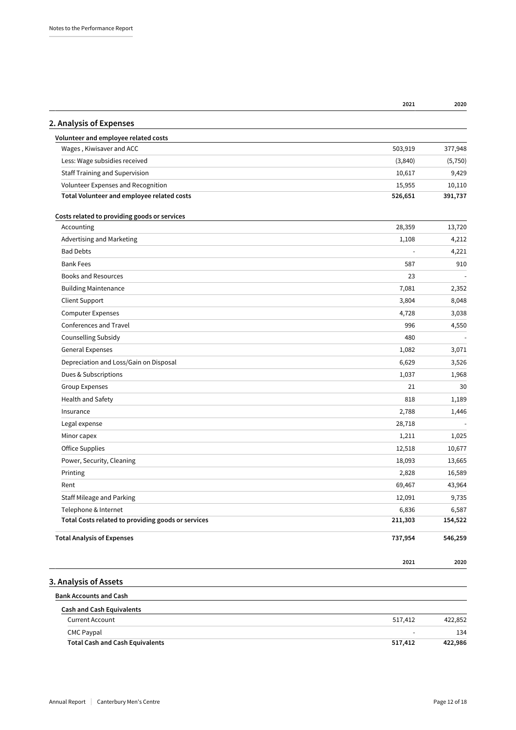## 2. Analysis of Expenses

| | 2021 | 2020 |
|---|---|---|
| **Volunteer and employee related costs** | | |
| Wages , Kiwisaver and ACC | 503,919 | 377,948 |
| Less: Wage subsidies received | (3,840) | (5,750) |
| Staff Training and Supervision | 10,617 | 9,429 |
| Volunteer Expenses and Recognition | 15,955 | 10,110 |
| **Total Volunteer and employee related costs** | **526,651** | **391,737** |
| | | |
| **Costs related to providing goods or services** | | |
| Accounting | 28,359 | 13,720 |
| Advertising and Marketing | 1,108 | 4,212 |
| Bad Debts | - | 4,221 |
| Bank Fees | 587 | 910 |
| Books and Resources | 23 | - |
| Building Maintenance | 7,081 | 2,352 |
| Client Support | 3,804 | 8,048 |
| Computer Expenses | 4,728 | 3,038 |
| Conferences and Travel | 996 | 4,550 |
| Counselling Subsidy | 480 | - |
| General Expenses | 1,082 | 3,071 |
| Depreciation and Loss/Gain on Disposal | 6,629 | 3,526 |
| Dues & Subscriptions | 1,037 | 1,968 |
| Group Expenses | 21 | 30 |
| Health and Safety | 818 | 1,189 |
| Insurance | 2,788 | 1,446 |
| Legal expense | 28,718 | - |
| Minor capex | 1,211 | 1,025 |
| Office Supplies | 12,518 | 10,677 |
| Power, Security, Cleaning | 18,093 | 13,665 |
| Printing | 2,828 | 16,589 |
| Rent | 69,467 | 43,964 |
| Staff Mileage and Parking | 12,091 | 9,735 |
| Telephone & Internet | 6,836 | 6,587 |
| **Total Costs related to providing goods or services** | **211,303** | **154,522** |
| | | |
| **Total Analysis of Expenses** | **737,954** | **546,259** |

## 3. Analysis of Assets

| | 2021 | 2020 |
|---|---|---|
| **Bank Accounts and Cash** | | |
| **Cash and Cash Equivalents** | | |
| Current Account | 517,412 | 422,852 |
| CMC Paypal | - | 134 |
| **Total Cash and Cash Equivalents** | **517,412** | **422,986** |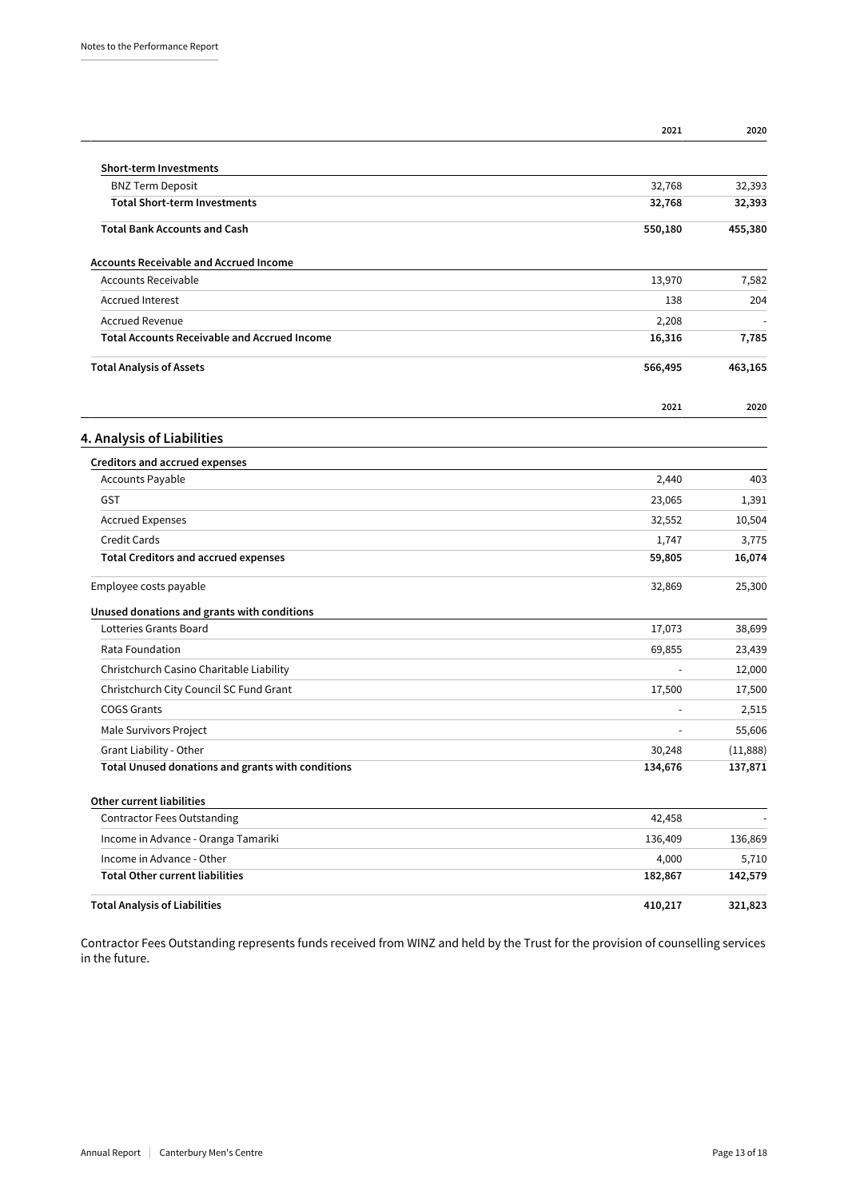|  | 2021 | 2020 |
|---|---|---|
| **Short-term Investments** | | |
| BNZ Term Deposit | 32,768 | 32,393 |
| **Total Short-term Investments** | **32,768** | **32,393** |
| **Total Bank Accounts and Cash** | **550,180** | **455,380** |
| **Accounts Receivable and Accrued Income** | | |
| Accounts Receivable | 13,970 | 7,582 |
| Accrued Interest | 138 | 204 |
| Accrued Revenue | 2,208 | - |
| **Total Accounts Receivable and Accrued Income** | **16,316** | **7,785** |
| **Total Analysis of Assets** | **566,495** | **463,165** |

## 4. Analysis of Liabilities

|  | 2021 | 2020 |
|---|---|---|
| **Creditors and accrued expenses** | | |
| Accounts Payable | 2,440 | 403 |
| GST | 23,065 | 1,391 |
| Accrued Expenses | 32,552 | 10,504 |
| Credit Cards | 1,747 | 3,775 |
| **Total Creditors and accrued expenses** | **59,805** | **16,074** |
| Employee costs payable | 32,869 | 25,300 |
| **Unused donations and grants with conditions** | | |
| Lotteries Grants Board | 17,073 | 38,699 |
| Rata Foundation | 69,855 | 23,439 |
| Christchurch Casino Charitable Liability | - | 12,000 |
| Christchurch City Council SC Fund Grant | 17,500 | 17,500 |
| COGS Grants | - | 2,515 |
| Male Survivors Project | - | 55,606 |
| Grant Liability - Other | 30,248 | (11,888) |
| **Total Unused donations and grants with conditions** | **134,676** | **137,871** |
| **Other current liabilities** | | |
| Contractor Fees Outstanding | 42,458 | - |
| Income in Advance - Oranga Tamariki | 136,409 | 136,869 |
| Income in Advance - Other | 4,000 | 5,710 |
| **Total Other current liabilities** | **182,867** | **142,579** |
| **Total Analysis of Liabilities** | **410,217** | **321,823** |

Contractor Fees Outstanding represents funds received from WINZ and held by the Trust for the provision of counselling services in the future.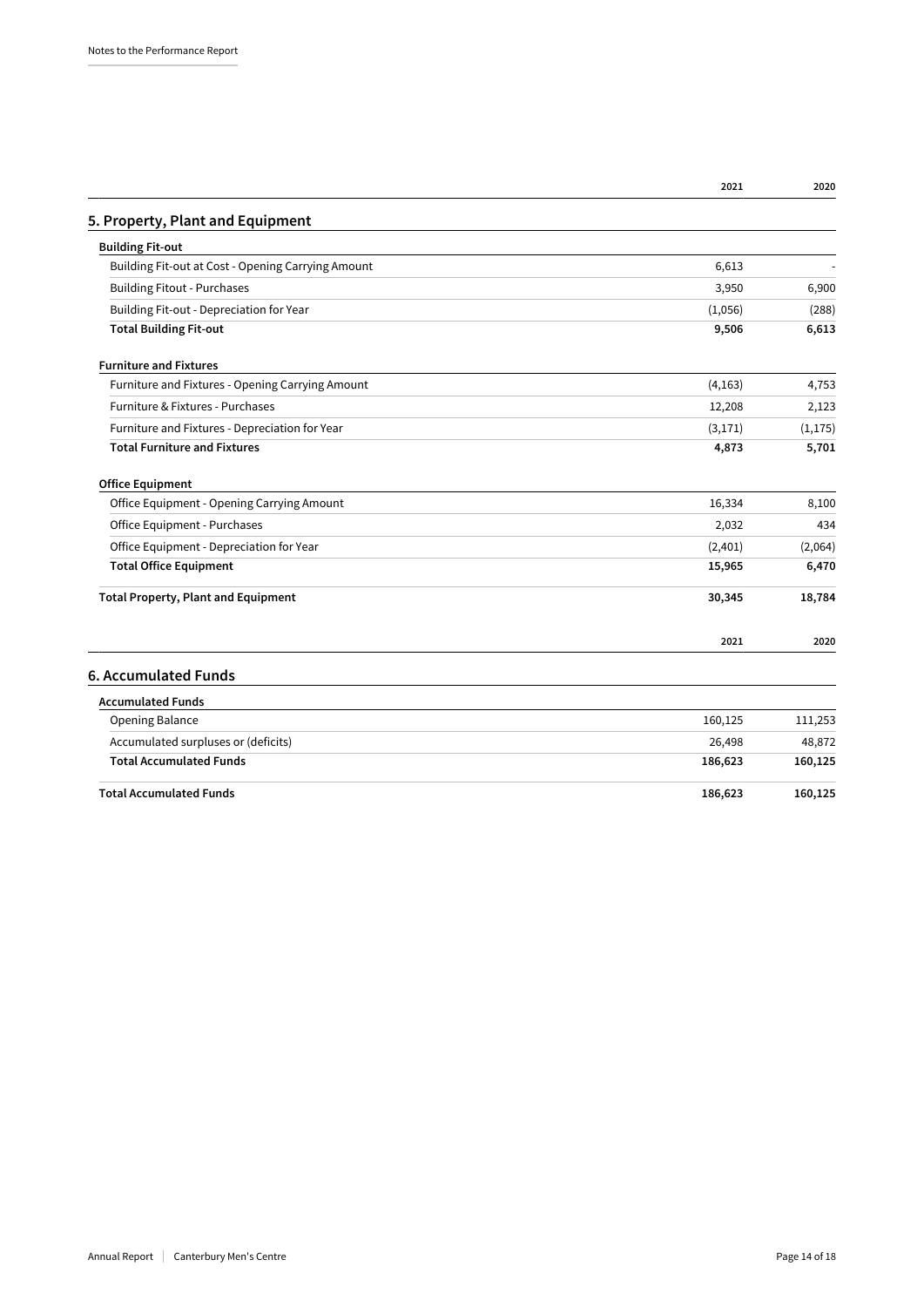## 5. Property, Plant and Equipment

| | 2021 | 2020 |
|---|---|---|
| **Building Fit-out** | | |
| Building Fit-out at Cost - Opening Carrying Amount | 6,613 | - |
| Building Fitout - Purchases | 3,950 | 6,900 |
| Building Fit-out - Depreciation for Year | (1,056) | (288) |
| **Total Building Fit-out** | **9,506** | **6,613** |
| **Furniture and Fixtures** | | |
| Furniture and Fixtures - Opening Carrying Amount | (4,163) | 4,753 |
| Furniture & Fixtures - Purchases | 12,208 | 2,123 |
| Furniture and Fixtures - Depreciation for Year | (3,171) | (1,175) |
| **Total Furniture and Fixtures** | **4,873** | **5,701** |
| **Office Equipment** | | |
| Office Equipment - Opening Carrying Amount | 16,334 | 8,100 |
| Office Equipment - Purchases | 2,032 | 434 |
| Office Equipment - Depreciation for Year | (2,401) | (2,064) |
| **Total Office Equipment** | **15,965** | **6,470** |
| **Total Property, Plant and Equipment** | **30,345** | **18,784** |

## 6. Accumulated Funds

| | 2021 | 2020 |
|---|---|---|
| **Accumulated Funds** | | |
| Opening Balance | 160,125 | 111,253 |
| Accumulated surpluses or (deficits) | 26,498 | 48,872 |
| **Total Accumulated Funds** | **186,623** | **160,125** |
| **Total Accumulated Funds** | **186,623** | **160,125** |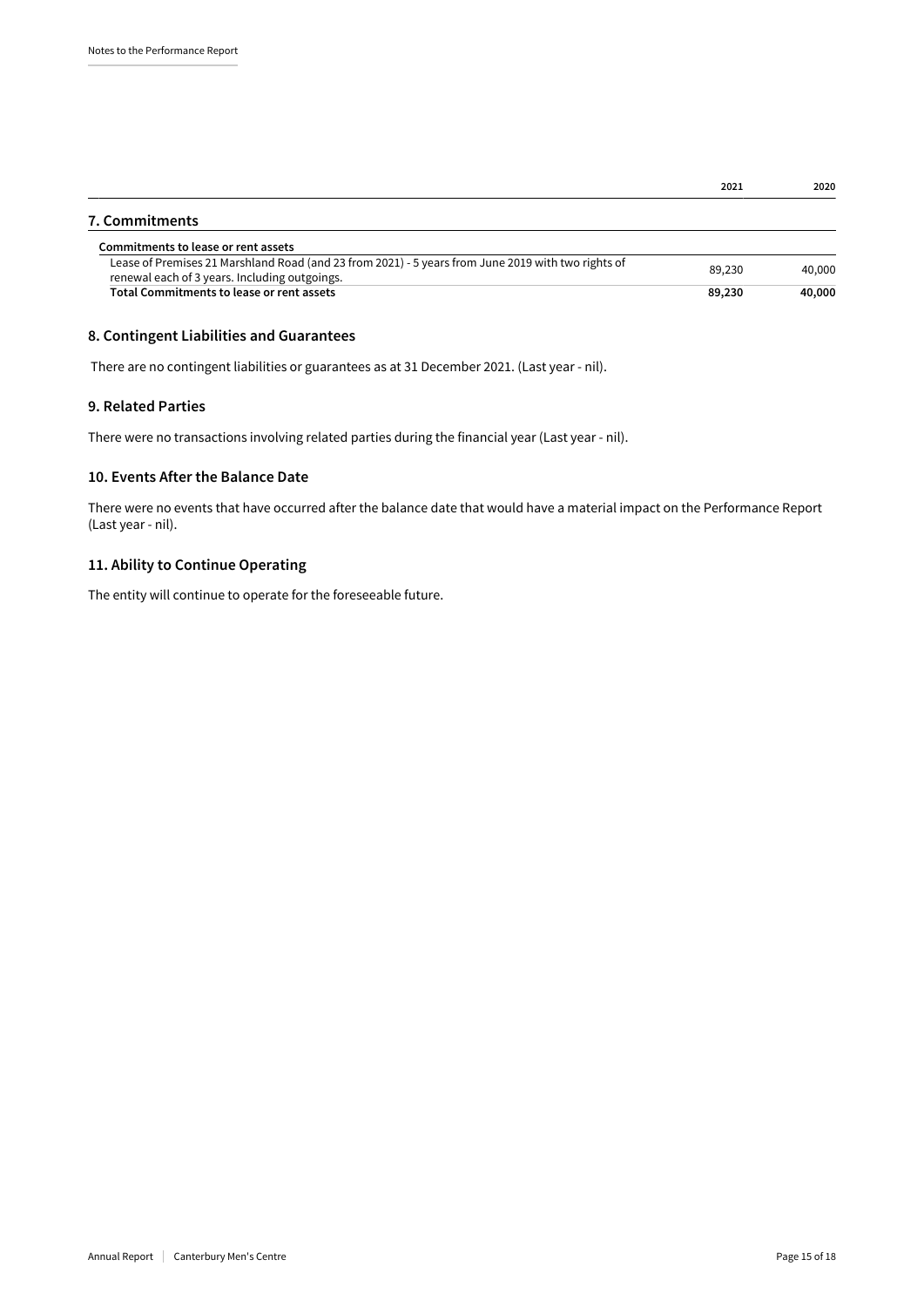|  | 2021 | 2020 |
|---|---|---|
| **7. Commitments** |  |  |
| **Commitments to lease or rent assets** |  |  |
| Lease of Premises 21 Marshland Road (and 23 from 2021) - 5 years from June 2019 with two rights of renewal each of 3 years. Including outgoings. | 89,230 | 40,000 |
| **Total Commitments to lease or rent assets** | **89,230** | **40,000** |

## 8. Contingent Liabilities and Guarantees

There are no contingent liabilities or guarantees as at 31 December 2021. (Last year - nil).

## 9. Related Parties

There were no transactions involving related parties during the financial year (Last year - nil).

## 10. Events After the Balance Date

There were no events that have occurred after the balance date that would have a material impact on the Performance Report (Last year - nil).

## 11. Ability to Continue Operating

The entity will continue to operate for the foreseeable future.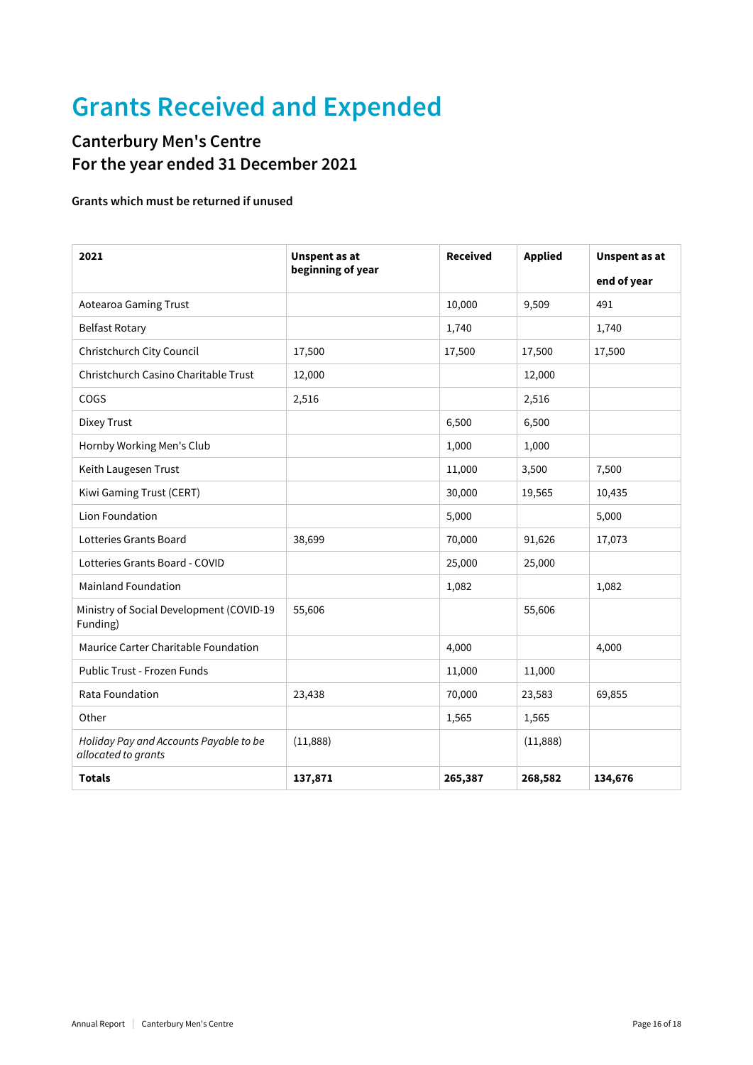# Grants Received and Expended

## Canterbury Men's Centre
## For the year ended 31 December 2021

**Grants which must be returned if unused**

| 2021 | Unspent as at beginning of year | Received | Applied | Unspent as at end of year |
|---|---|---|---|---|
| Aotearoa Gaming Trust | | 10,000 | 9,509 | 491 |
| Belfast Rotary | | 1,740 | | 1,740 |
| Christchurch City Council | 17,500 | 17,500 | 17,500 | 17,500 |
| Christchurch Casino Charitable Trust | 12,000 | | 12,000 | |
| COGS | 2,516 | | 2,516 | |
| Dixey Trust | | 6,500 | 6,500 | |
| Hornby Working Men's Club | | 1,000 | 1,000 | |
| Keith Laugesen Trust | | 11,000 | 3,500 | 7,500 |
| Kiwi Gaming Trust (CERT) | | 30,000 | 19,565 | 10,435 |
| Lion Foundation | | 5,000 | | 5,000 |
| Lotteries Grants Board | 38,699 | 70,000 | 91,626 | 17,073 |
| Lotteries Grants Board - COVID | | 25,000 | 25,000 | |
| Mainland Foundation | | 1,082 | | 1,082 |
| Ministry of Social Development (COVID-19 Funding) | 55,606 | | 55,606 | |
| Maurice Carter Charitable Foundation | | 4,000 | | 4,000 |
| Public Trust - Frozen Funds | | 11,000 | 11,000 | |
| Rata Foundation | 23,438 | 70,000 | 23,583 | 69,855 |
| Other | | 1,565 | 1,565 | |
| *Holiday Pay and Accounts Payable to be allocated to grants* | (11,888) | | (11,888) | |
| **Totals** | **137,871** | **265,387** | **268,582** | **134,676** |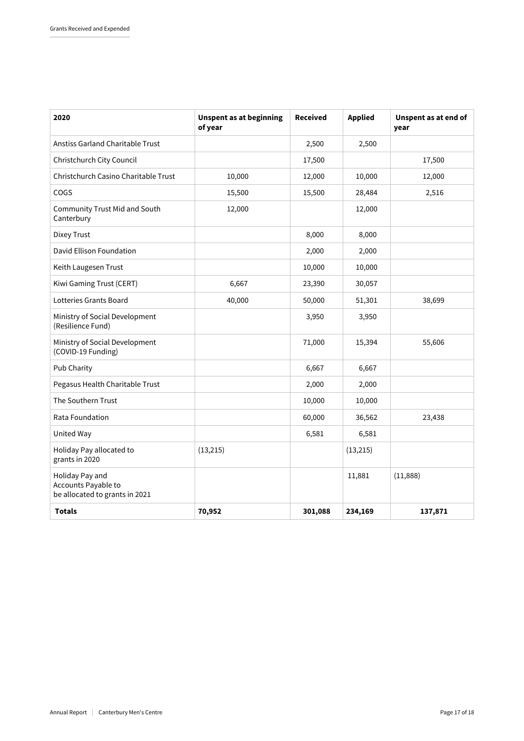| 2020 | Unspent as at beginning of year | Received | Applied | Unspent as at end of year |
|---|---|---|---|---|
| Anstiss Garland Charitable Trust | | 2,500 | 2,500 | |
| Christchurch City Council | | 17,500 | | 17,500 |
| Christchurch Casino Charitable Trust | 10,000 | 12,000 | 10,000 | 12,000 |
| COGS | 15,500 | 15,500 | 28,484 | 2,516 |
| Community Trust Mid and South Canterbury | 12,000 | | 12,000 | |
| Dixey Trust | | 8,000 | 8,000 | |
| David Ellison Foundation | | 2,000 | 2,000 | |
| Keith Laugesen Trust | | 10,000 | 10,000 | |
| Kiwi Gaming Trust (CERT) | 6,667 | 23,390 | 30,057 | |
| Lotteries Grants Board | 40,000 | 50,000 | 51,301 | 38,699 |
| Ministry of Social Development (Resilience Fund) | | 3,950 | 3,950 | |
| Ministry of Social Development (COVID-19 Funding) | | 71,000 | 15,394 | 55,606 |
| Pub Charity | | 6,667 | 6,667 | |
| Pegasus Health Charitable Trust | | 2,000 | 2,000 | |
| The Southern Trust | | 10,000 | 10,000 | |
| Rata Foundation | | 60,000 | 36,562 | 23,438 |
| United Way | | 6,581 | 6,581 | |
| Holiday Pay allocated to grants in 2020 | (13,215) | | (13,215) | |
| Holiday Pay and Accounts Payable to be allocated to grants in 2021 | | | 11,881 | (11,888) |
| **Totals** | **70,952** | **301,088** | **234,169** | **137,871** |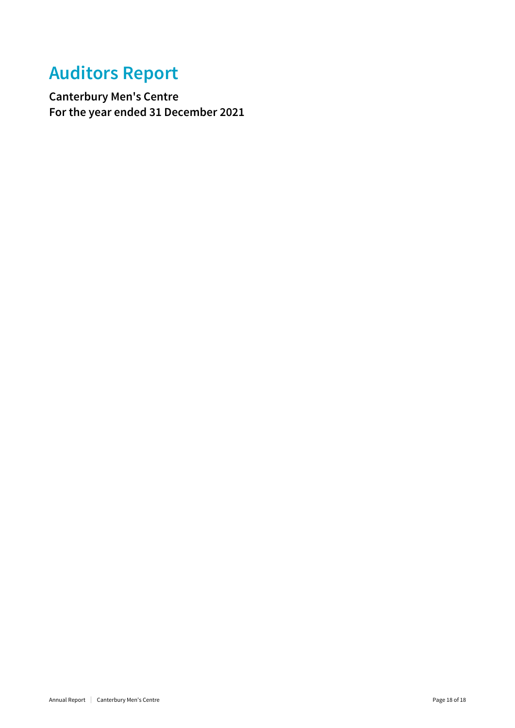# Auditors Report

**Canterbury Men's Centre**
**For the year ended 31 December 2021**